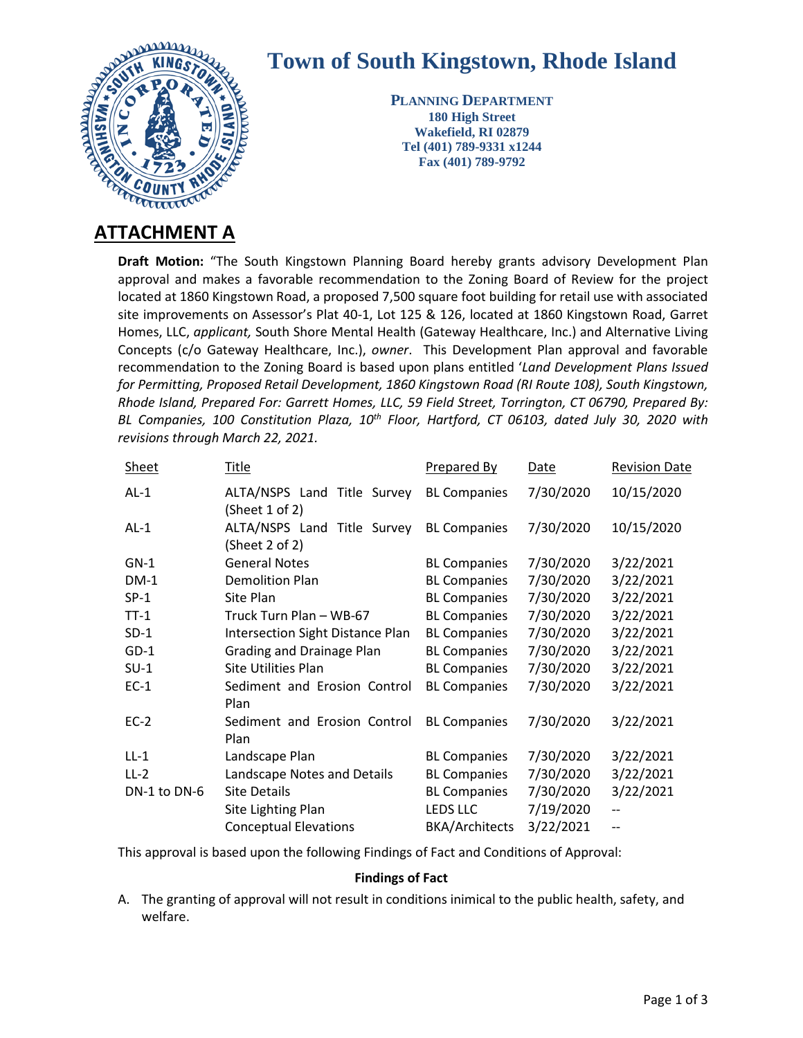# Town of South Kingstown, Rhode Island

**PLANNING DEPARTMENT**
**180 High Street**
**Wakefield, RI 02879**
**Tel (401) 789-9331 x1244**
**Fax (401) 789-9792**

## ATTACHMENT A

**Draft Motion:** "The South Kingstown Planning Board hereby grants advisory Development Plan approval and makes a favorable recommendation to the Zoning Board of Review for the project located at 1860 Kingstown Road, a proposed 7,500 square foot building for retail use with associated site improvements on Assessor's Plat 40-1, Lot 125 & 126, located at 1860 Kingstown Road, Garret Homes, LLC, *applicant,* South Shore Mental Health (Gateway Healthcare, Inc.) and Alternative Living Concepts (c/o Gateway Healthcare, Inc.), *owner*. This Development Plan approval and favorable recommendation to the Zoning Board is based upon plans entitled '*Land Development Plans Issued for Permitting, Proposed Retail Development, 1860 Kingstown Road (RI Route 108), South Kingstown, Rhode Island, Prepared For: Garrett Homes, LLC, 59 Field Street, Torrington, CT 06790, Prepared By: BL Companies, 100 Constitution Plaza, 10th Floor, Hartford, CT 06103, dated July 30, 2020 with revisions through March 22, 2021.*

| Sheet | Title | Prepared By | Date | Revision Date |
|---|---|---|---|---|
| AL-1 | ALTA/NSPS Land Title Survey (Sheet 1 of 2) | BL Companies | 7/30/2020 | 10/15/2020 |
| AL-1 | ALTA/NSPS Land Title Survey (Sheet 2 of 2) | BL Companies | 7/30/2020 | 10/15/2020 |
| GN-1 | General Notes | BL Companies | 7/30/2020 | 3/22/2021 |
| DM-1 | Demolition Plan | BL Companies | 7/30/2020 | 3/22/2021 |
| SP-1 | Site Plan | BL Companies | 7/30/2020 | 3/22/2021 |
| TT-1 | Truck Turn Plan – WB-67 | BL Companies | 7/30/2020 | 3/22/2021 |
| SD-1 | Intersection Sight Distance Plan | BL Companies | 7/30/2020 | 3/22/2021 |
| GD-1 | Grading and Drainage Plan | BL Companies | 7/30/2020 | 3/22/2021 |
| SU-1 | Site Utilities Plan | BL Companies | 7/30/2020 | 3/22/2021 |
| EC-1 | Sediment and Erosion Control Plan | BL Companies | 7/30/2020 | 3/22/2021 |
| EC-2 | Sediment and Erosion Control Plan | BL Companies | 7/30/2020 | 3/22/2021 |
| LL-1 | Landscape Plan | BL Companies | 7/30/2020 | 3/22/2021 |
| LL-2 | Landscape Notes and Details | BL Companies | 7/30/2020 | 3/22/2021 |
| DN-1 to DN-6 | Site Details | BL Companies | 7/30/2020 | 3/22/2021 |
| | Site Lighting Plan | LEDS LLC | 7/19/2020 | -- |
| | Conceptual Elevations | BKA/Architects | 3/22/2021 | -- |

This approval is based upon the following Findings of Fact and Conditions of Approval:

**Findings of Fact**

A. The granting of approval will not result in conditions inimical to the public health, safety, and welfare.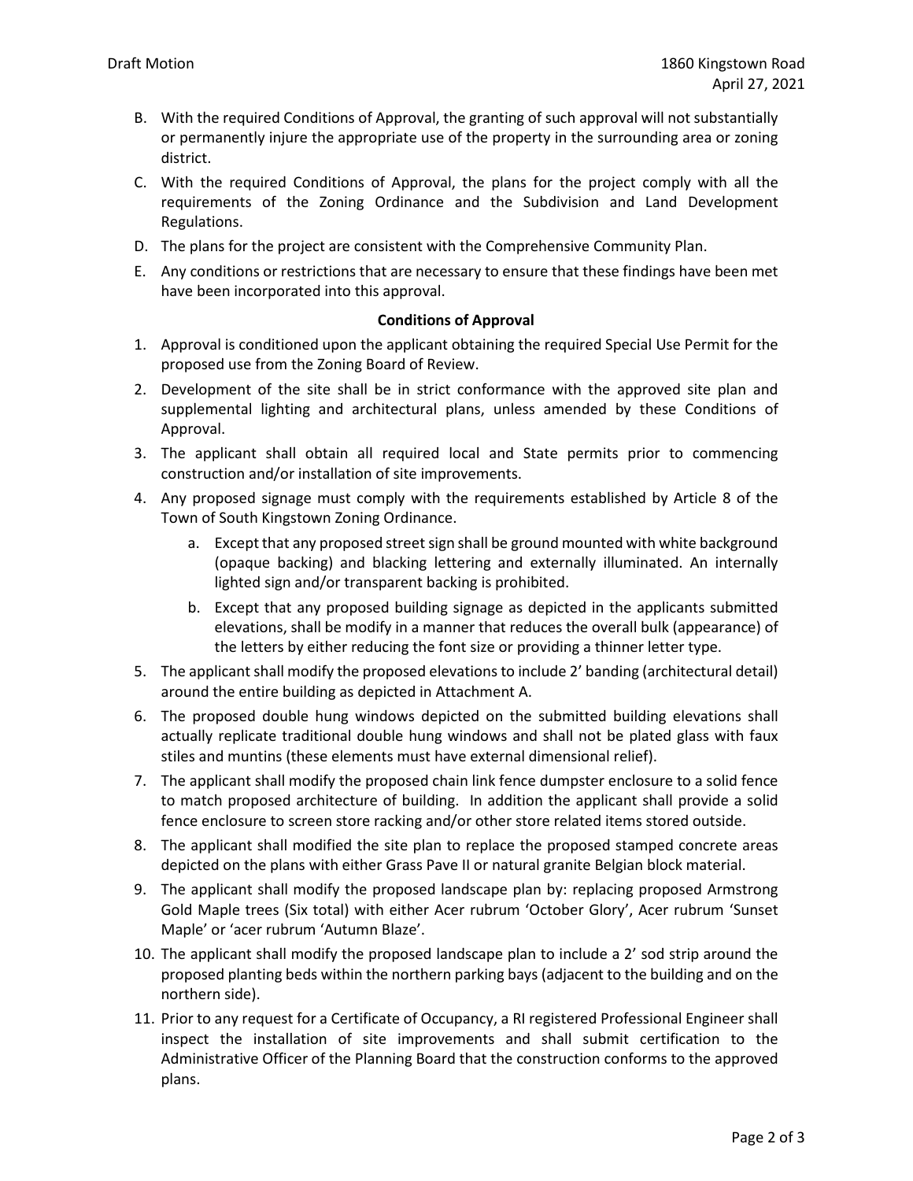B. With the required Conditions of Approval, the granting of such approval will not substantially or permanently injure the appropriate use of the property in the surrounding area or zoning district.

C. With the required Conditions of Approval, the plans for the project comply with all the requirements of the Zoning Ordinance and the Subdivision and Land Development Regulations.

D. The plans for the project are consistent with the Comprehensive Community Plan.

E. Any conditions or restrictions that are necessary to ensure that these findings have been met have been incorporated into this approval.

**Conditions of Approval**

1. Approval is conditioned upon the applicant obtaining the required Special Use Permit for the proposed use from the Zoning Board of Review.
2. Development of the site shall be in strict conformance with the approved site plan and supplemental lighting and architectural plans, unless amended by these Conditions of Approval.
3. The applicant shall obtain all required local and State permits prior to commencing construction and/or installation of site improvements.
4. Any proposed signage must comply with the requirements established by Article 8 of the Town of South Kingstown Zoning Ordinance.
   a. Except that any proposed street sign shall be ground mounted with white background (opaque backing) and blacking lettering and externally illuminated. An internally lighted sign and/or transparent backing is prohibited.
   b. Except that any proposed building signage as depicted in the applicants submitted elevations, shall be modify in a manner that reduces the overall bulk (appearance) of the letters by either reducing the font size or providing a thinner letter type.
5. The applicant shall modify the proposed elevations to include 2' banding (architectural detail) around the entire building as depicted in Attachment A.
6. The proposed double hung windows depicted on the submitted building elevations shall actually replicate traditional double hung windows and shall not be plated glass with faux stiles and muntins (these elements must have external dimensional relief).
7. The applicant shall modify the proposed chain link fence dumpster enclosure to a solid fence to match proposed architecture of building. In addition the applicant shall provide a solid fence enclosure to screen store racking and/or other store related items stored outside.
8. The applicant shall modified the site plan to replace the proposed stamped concrete areas depicted on the plans with either Grass Pave II or natural granite Belgian block material.
9. The applicant shall modify the proposed landscape plan by: replacing proposed Armstrong Gold Maple trees (Six total) with either Acer rubrum 'October Glory', Acer rubrum 'Sunset Maple' or 'acer rubrum 'Autumn Blaze'.
10. The applicant shall modify the proposed landscape plan to include a 2' sod strip around the proposed planting beds within the northern parking bays (adjacent to the building and on the northern side).
11. Prior to any request for a Certificate of Occupancy, a RI registered Professional Engineer shall inspect the installation of site improvements and shall submit certification to the Administrative Officer of the Planning Board that the construction conforms to the approved plans.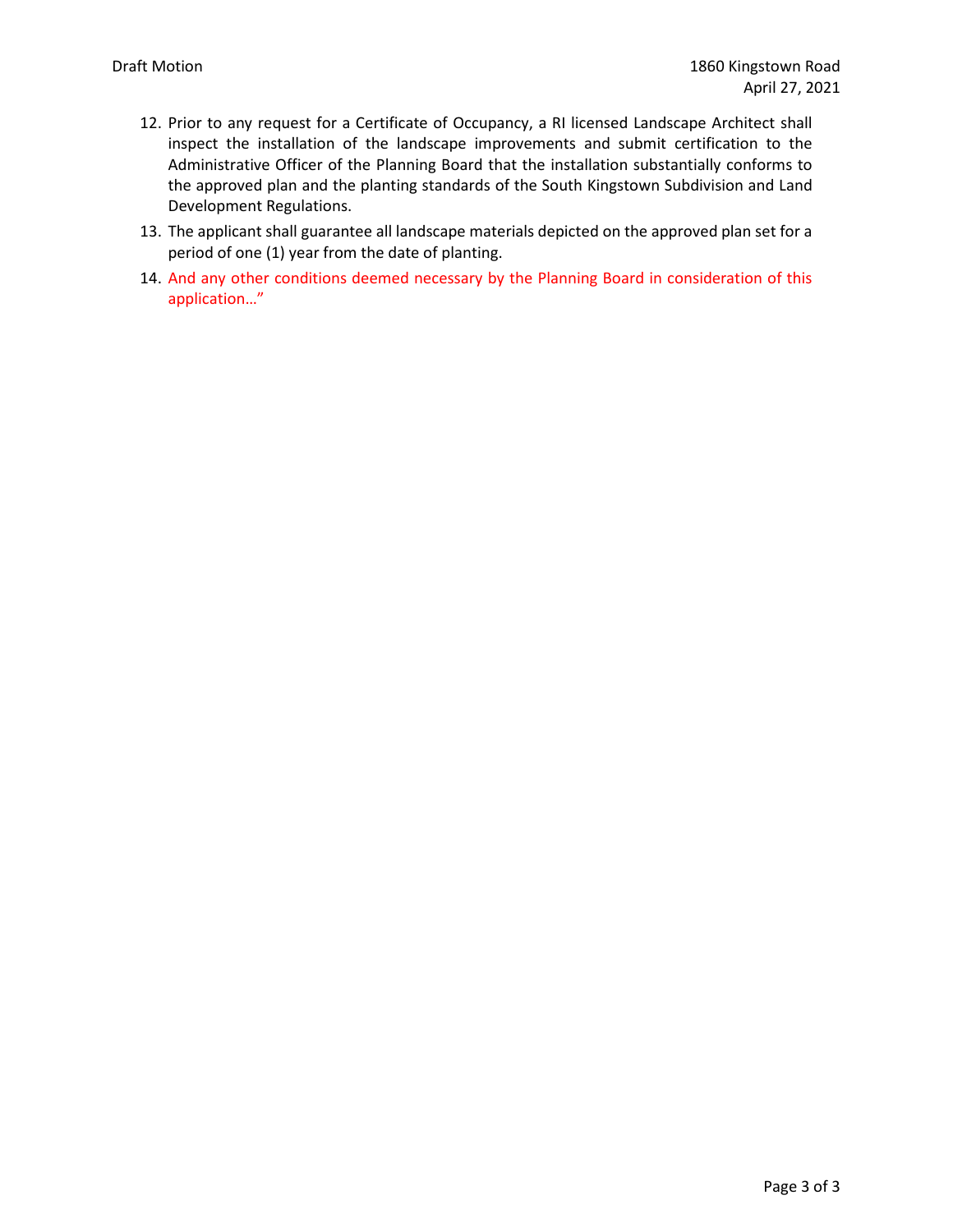12. Prior to any request for a Certificate of Occupancy, a RI licensed Landscape Architect shall inspect the installation of the landscape improvements and submit certification to the Administrative Officer of the Planning Board that the installation substantially conforms to the approved plan and the planting standards of the South Kingstown Subdivision and Land Development Regulations.
13. The applicant shall guarantee all landscape materials depicted on the approved plan set for a period of one (1) year from the date of planting.
14. And any other conditions deemed necessary by the Planning Board in consideration of this application…"